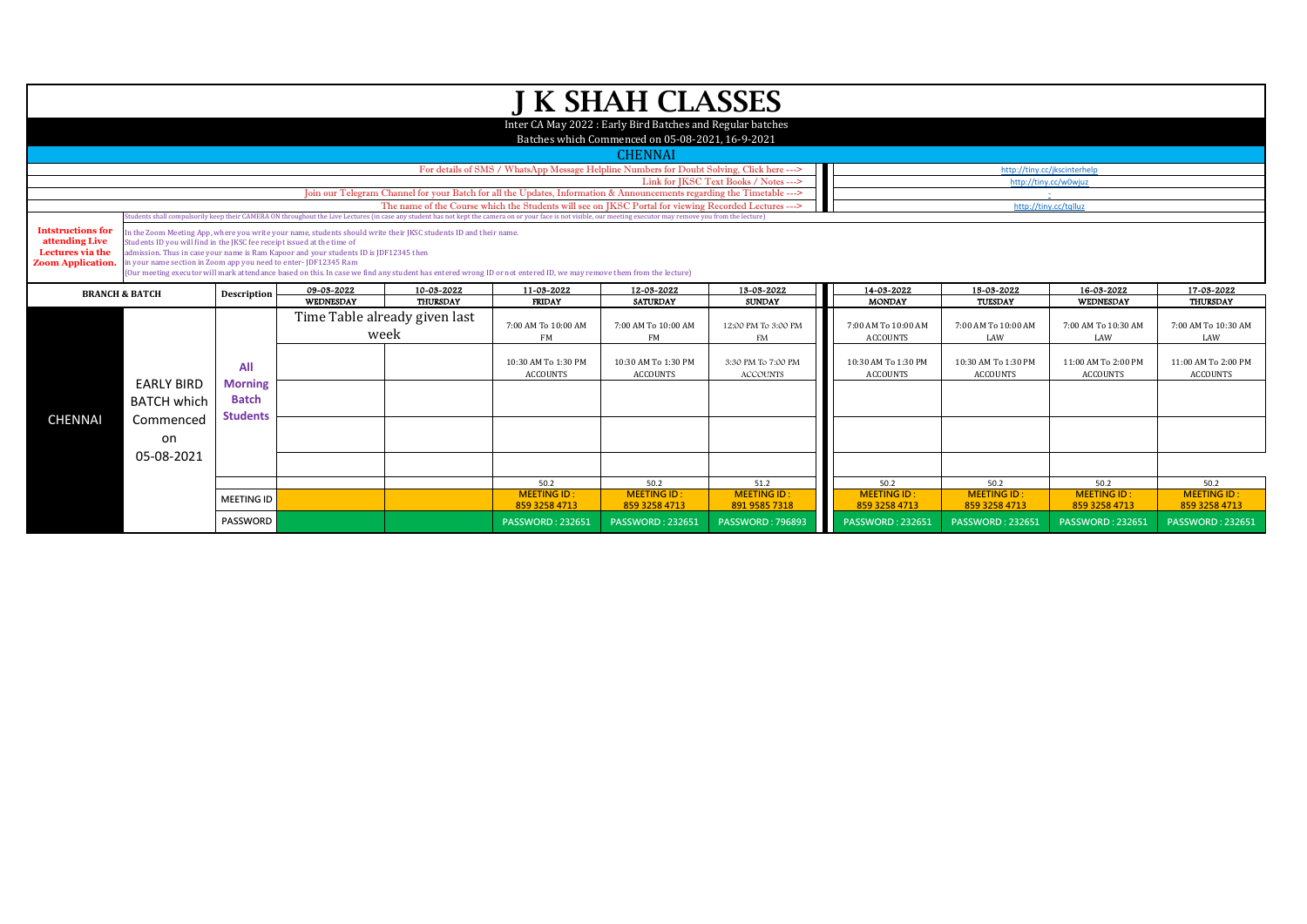# J K SHAH CLASSES

Inter CA May 2022 : Early Bird Batches and Regular batches

Batches which Commenced on 05-08-2021, 16-9-2021

## CHENNAI

| | |
|---|---|
| For details of SMS / WhatsApp Message Helpline Numbers for Doubt Solving, Click here ---> | http://tiny.cc/jkscinterhelp |
| Link for JKSC Text Books / Notes ---> | http://tiny.cc/w0wjuz |
| Join our Telegram Channel for your Batch for all the Updates, Information & Announcements regarding the Timetable ---> | - |
| The name of the Course which the Students will see on JKSC Portal for viewing Recorded Lectures ---> | http://tiny.cc/tqlluz |

Students shall compulsorily keep their CAMERA ON throughout the Live Lectures (in case any student has not kept the camera on or your face is not visible, our meeting executor may remove you from the lecture)

**Intstructions for attending Live Lectures via the Zoom Application.**

In the Zoom Meeting App, where you write your name, students should write their JKSC students ID and their name.
Students ID you will find in the JKSC fee receipt issued at the time of admission. Thus in case your name is Ram Kapoor and your students ID is JDF12345 then in your name section in Zoom app you need to enter- JDF12345 Ram
(Our meeting executor will mark attendance based on this. In case we find any student has entered wrong ID or not entered ID, we may remove them from the lecture)

| BRANCH & BATCH | | Description | 09-03-2022 WEDNESDAY | 10-03-2022 THURSDAY | 11-03-2022 FRIDAY | 12-03-2022 SATURDAY | 13-03-2022 SUNDAY | 14-03-2022 MONDAY | 15-03-2022 TUESDAY | 16-03-2022 WEDNESDAY | 17-03-2022 THURSDAY |
|---|---|---|---|---|---|---|---|---|---|---|---|
| CHENNAI | EARLY BIRD BATCH which Commenced on 05-08-2021 | All Morning Batch Students | Time Table already given last week | | 7:00 AM To 10:00 AM FM | 7:00 AM To 10:00 AM FM | 12:00 PM To 3:00 PM FM | 7:00 AM To 10:00 AM ACCOUNTS | 7:00 AM To 10:00 AM LAW | 7:00 AM To 10:30 AM LAW | 7:00 AM To 10:30 AM LAW |
| | | | | | 10:30 AM To 1:30 PM ACCOUNTS | 10:30 AM To 1:30 PM ACCOUNTS | 3:30 PM To 7:00 PM ACCOUNTS | 10:30 AM To 1:30 PM ACCOUNTS | 10:30 AM To 1:30 PM ACCOUNTS | 11:00 AM To 2:00 PM ACCOUNTS | 11:00 AM To 2:00 PM ACCOUNTS |
| | | | | | | | | | | | |
| | | | | | | | | | | | |
| | | | | | | | | | | | |
| | | | | | 50.2 | 50.2 | 51.2 | 50.2 | 50.2 | 50.2 | 50.2 |
| | | MEETING ID | | | MEETING ID : 859 3258 4713 | MEETING ID : 859 3258 4713 | MEETING ID : 891 9585 7318 | MEETING ID : 859 3258 4713 | MEETING ID : 859 3258 4713 | MEETING ID : 859 3258 4713 | MEETING ID : 859 3258 4713 |
| | | PASSWORD | | | PASSWORD : 232651 | PASSWORD : 232651 | PASSWORD : 796893 | PASSWORD : 232651 | PASSWORD : 232651 | PASSWORD : 232651 | PASSWORD : 232651 |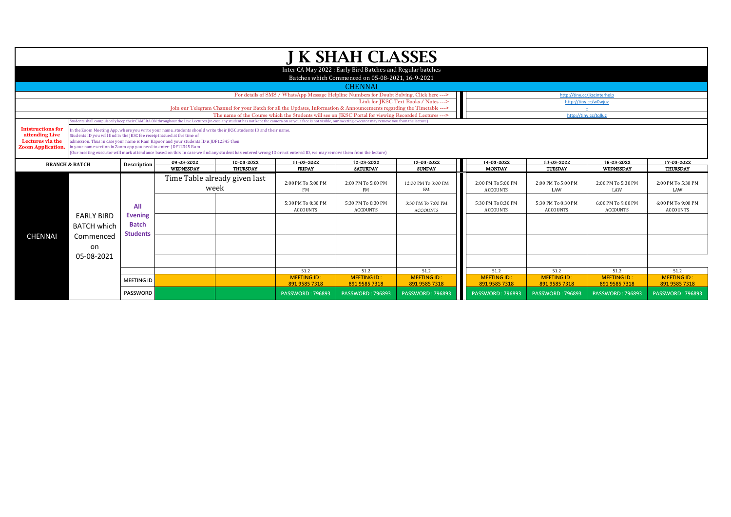# J K SHAH CLASSES

Inter CA May 2022 : Early Bird Batches and Regular batches

Batches which Commenced on 05-08-2021, 16-9-2021

## CHENNAI

For details of SMS / WhatsApp Message Helpline Numbers for Doubt Solving, Click here ---> http://tiny.cc/jkscinterhelp

Link for JKSC Text Books / Notes ---> http://tiny.cc/w0wjuz

Join our Telegram Channel for your Batch for all the Updates, Information & Announcements regarding the Timetable ---> -

The name of the Course which the Students will see on JKSC Portal for viewing Recorded Lectures ---> http://tiny.cc/tqlluz

**Intstructions for attending Live Lectures via the Zoom Application.**

Students shall compulsorily keep their CAMERA ON throughout the Live Lectures (in case any student has not kept the camera on or your face is not visible, our meeting executor may remove you from the lecture)

In the Zoom Meeting App, where you write your name, students should write their JKSC students ID and their name.
Students ID you will find in the JKSC fee receipt issued at the time of admission. Thus in case your name is Ram Kapoor and your students ID is JDF12345 then in your name section in Zoom app you need to enter- JDF12345 Ram
(Our meeting executor will mark attendance based on this. In case we find any student has entered wrong ID or not entered ID, we may remove them from the lecture)

| BRANCH & BATCH | | Description | 09-03-2022 WEDNESDAY | 10-03-2022 THURSDAY | 11-03-2022 FRIDAY | 12-03-2022 SATURDAY | 13-03-2022 SUNDAY | 14-03-2022 MONDAY | 15-03-2022 TUESDAY | 16-03-2022 WEDNESDAY | 17-03-2022 THURSDAY |
|---|---|---|---|---|---|---|---|---|---|---|---|
| CHENNAI | EARLY BIRD BATCH which Commenced on 05-08-2021 | All Evening Batch Students | Time Table already given last week | | 2:00 PM To 5:00 PM FM | 2:00 PM To 5:00 PM FM | 12:00 PM To 3:00 PM FM | 2:00 PM To 5:00 PM ACCOUNTS | 2:00 PM To 5:00 PM LAW | 2:00 PM To 5:30 PM LAW | 2:00 PM To 5:30 PM LAW |
| | | | | | 5:30 PM To 8:30 PM ACCOUNTS | 5:30 PM To 8:30 PM ACCOUNTS | 3:30 PM To 7:00 PM ACCOUNTS | 5:30 PM To 8:30 PM ACCOUNTS | 5:30 PM To 8:30 PM ACCOUNTS | 6:00 PM To 9:00 PM ACCOUNTS | 6:00 PM To 9:00 PM ACCOUNTS |
| | | | | | 51.2 | 51.2 | 51.2 | 51.2 | 51.2 | 51.2 | 51.2 |
| | | MEETING ID | | | MEETING ID : 891 9585 7318 | MEETING ID : 891 9585 7318 | MEETING ID : 891 9585 7318 | MEETING ID : 891 9585 7318 | MEETING ID : 891 9585 7318 | MEETING ID : 891 9585 7318 | MEETING ID : 891 9585 7318 |
| | | PASSWORD | | | PASSWORD : 796893 | PASSWORD : 796893 | PASSWORD : 796893 | PASSWORD : 796893 | PASSWORD : 796893 | PASSWORD : 796893 | PASSWORD : 796893 |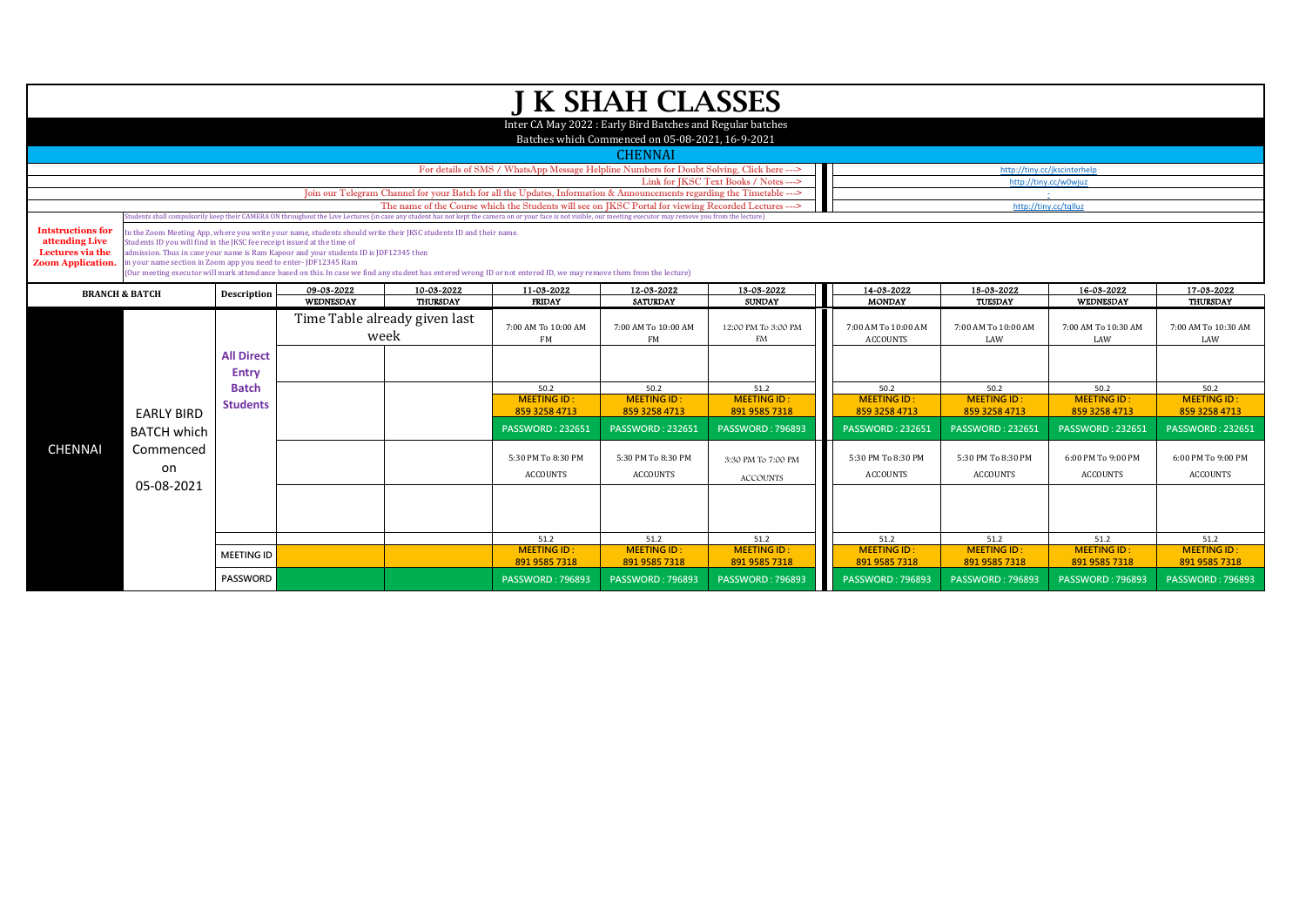# J K SHAH CLASSES

Inter CA May 2022 : Early Bird Batches and Regular batches

Batches which Commenced on 05-08-2021, 16-9-2021

## CHENNAI

For details of SMS / WhatsApp Message Helpline Numbers for Doubt Solving, Click here ---> http://tiny.cc/jkscinterhelp

Link for JKSC Text Books / Notes ---> http://tiny.cc/w0wjuz

Join our Telegram Channel for your Batch for all the Updates, Information & Announcements regarding the Timetable ---> -

The name of the Course which the Students will see on JKSC Portal for viewing Recorded Lectures ---> http://tiny.cc/tqlluz

Students shall compulsorily keep their CAMERA ON throughout the Live Lectures (in case any student has not kept the camera on or your face is not visible, our meeting executor may remove you from the lecture)

**Intstructions for attending Live Lectures via the Zoom Application.**

In the Zoom Meeting App, where you write your name, students should write their JKSC students ID and their name.
Students ID you will find in the JKSC fee receipt issued at the time of admission. Thus in case your name is Ram Kapoor and your students ID is JDF12345 then in your name section in Zoom app you need to enter- JDF12345 Ram
(Our meeting executor will mark attendance based on this. In case we find any student has entered wrong ID or not entered ID, we may remove them from the lecture)

| BRANCH & BATCH | | Description | 09-03-2022 WEDNESDAY | 10-03-2022 THURSDAY | 11-03-2022 FRIDAY | 12-03-2022 SATURDAY | 13-03-2022 SUNDAY | 14-03-2022 MONDAY | 15-03-2022 TUESDAY | 16-03-2022 WEDNESDAY | 17-03-2022 THURSDAY |
|---|---|---|---|---|---|---|---|---|---|---|---|
| CHENNAI | EARLY BIRD BATCH which Commenced on 05-08-2021 | All Direct Entry Batch Students | Time Table already given last week | | 7:00 AM To 10:00 AM FM | 7:00 AM To 10:00 AM FM | 12:00 PM To 3:00 PM FM | 7:00 AM To 10:00 AM ACCOUNTS | 7:00 AM To 10:00 AM LAW | 7:00 AM To 10:30 AM LAW | 7:00 AM To 10:30 AM LAW |
| | | | | | 50.2 | 50.2 | 51.2 | 50.2 | 50.2 | 50.2 | 50.2 |
| | | | | | MEETING ID : 859 3258 4713 | MEETING ID : 859 3258 4713 | MEETING ID : 891 9585 7318 | MEETING ID : 859 3258 4713 | MEETING ID : 859 3258 4713 | MEETING ID : 859 3258 4713 | MEETING ID : 859 3258 4713 |
| | | | | | PASSWORD : 232651 | PASSWORD : 232651 | PASSWORD : 796893 | PASSWORD : 232651 | PASSWORD : 232651 | PASSWORD : 232651 | PASSWORD : 232651 |
| | | | | | 5:30 PM To 8:30 PM ACCOUNTS | 5:30 PM To 8:30 PM ACCOUNTS | 3:30 PM To 7:00 PM ACCOUNTS | 5:30 PM To 8:30 PM ACCOUNTS | 5:30 PM To 8:30 PM ACCOUNTS | 6:00 PM To 9:00 PM ACCOUNTS | 6:00 PM To 9:00 PM ACCOUNTS |
| | | | | | 51.2 | 51.2 | 51.2 | 51.2 | 51.2 | 51.2 | 51.2 |
| | | MEETING ID | | | MEETING ID : 891 9585 7318 | MEETING ID : 891 9585 7318 | MEETING ID : 891 9585 7318 | MEETING ID : 891 9585 7318 | MEETING ID : 891 9585 7318 | MEETING ID : 891 9585 7318 | MEETING ID : 891 9585 7318 |
| | | PASSWORD | | | PASSWORD : 796893 | PASSWORD : 796893 | PASSWORD : 796893 | PASSWORD : 796893 | PASSWORD : 796893 | PASSWORD : 796893 | PASSWORD : 796893 |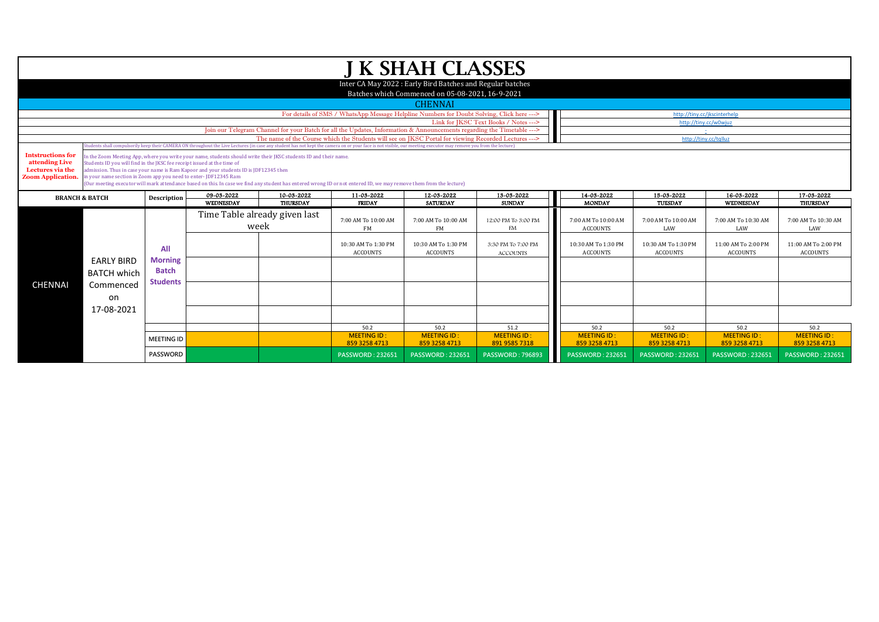# J K SHAH CLASSES

Inter CA May 2022 : Early Bird Batches and Regular batches

Batches which Commenced on 05-08-2021, 16-9-2021

## CHENNAI

| | |
|---|---|
| For details of SMS / WhatsApp Message Helpline Numbers for Doubt Solving, Click here ---> | http://tiny.cc/jkscinterhelp |
| Link for JKSC Text Books / Notes ---> | http://tiny.cc/w0wjuz |
| Join our Telegram Channel for your Batch for all the Updates, Information & Announcements regarding the Timetable ---> | - |
| The name of the Course which the Students will see on JKSC Portal for viewing Recorded Lectures ---> | http://tiny.cc/tqlluz |

Students shall compulsorily keep their CAMERA ON throughout the Live Lectures (in case any student has not kept the camera on or your face is not visible, our meeting executor may remove you from the lecture)

**Intstructions for attending Live Lectures via the Zoom Application.**

In the Zoom Meeting App, where you write your name, students should write their JKSC students ID and their name.
Students ID you will find in the JKSC fee receipt issued at the time of admission. Thus in case your name is Ram Kapoor and your students ID is JDF12345 then in your name section in Zoom app you need to enter- JDF12345 Ram
(Our meeting executor will mark attendance based on this. In case we find any student has entered wrong ID or not entered ID, we may remove them from the lecture)

| BRANCH & BATCH | | Description | 09-03-2022 WEDNESDAY | 10-03-2022 THURSDAY | 11-03-2022 FRIDAY | 12-03-2022 SATURDAY | 13-03-2022 SUNDAY | 14-03-2022 MONDAY | 15-03-2022 TUESDAY | 16-03-2022 WEDNESDAY | 17-03-2022 THURSDAY |
|---|---|---|---|---|---|---|---|---|---|---|---|
| CHENNAI | EARLY BIRD BATCH which Commenced on 17-08-2021 | All Morning Batch Students | Time Table already given last week | | 7:00 AM To 10:00 AM FM | 7:00 AM To 10:00 AM FM | 12:00 PM To 3:00 PM FM | 7:00 AM To 10:00 AM ACCOUNTS | 7:00 AM To 10:00 AM LAW | 7:00 AM To 10:30 AM LAW | 7:00 AM To 10:30 AM LAW |
| | | | | | 10:30 AM To 1:30 PM ACCOUNTS | 10:30 AM To 1:30 PM ACCOUNTS | 3:30 PM To 7:00 PM ACCOUNTS | 10:30 AM To 1:30 PM ACCOUNTS | 10:30 AM To 1:30 PM ACCOUNTS | 11:00 AM To 2:00 PM ACCOUNTS | 11:00 AM To 2:00 PM ACCOUNTS |
| | | | | | | | | | | | |
| | | | | | | | | | | | |
| | | | | | | | | | | | |
| | | | | | 50.2 | 50.2 | 51.2 | 50.2 | 50.2 | 50.2 | 50.2 |
| | | MEETING ID | | | MEETING ID : 859 3258 4713 | MEETING ID : 859 3258 4713 | MEETING ID : 891 9585 7318 | MEETING ID : 859 3258 4713 | MEETING ID : 859 3258 4713 | MEETING ID : 859 3258 4713 | MEETING ID : 859 3258 4713 |
| | | PASSWORD | | | PASSWORD : 232651 | PASSWORD : 232651 | PASSWORD : 796893 | PASSWORD : 232651 | PASSWORD : 232651 | PASSWORD : 232651 | PASSWORD : 232651 |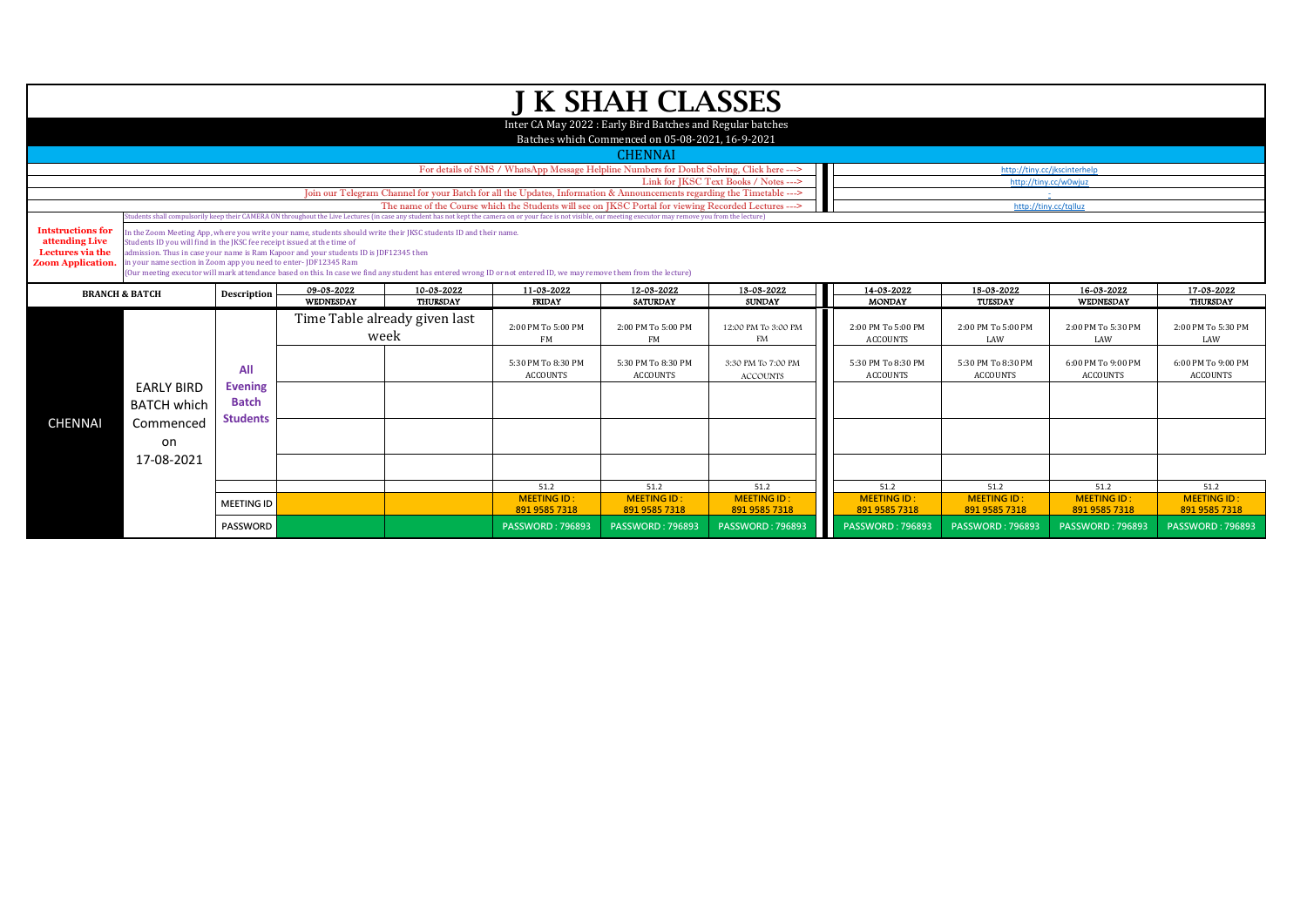# J K SHAH CLASSES

Inter CA May 2022 : Early Bird Batches and Regular batches

Batches which Commenced on 05-08-2021, 16-9-2021

## CHENNAI

| | |
|---|---|
| For details of SMS / WhatsApp Message Helpline Numbers for Doubt Solving, Click here ---> | http://tiny.cc/jkscinterhelp |
| Link for JKSC Text Books / Notes ---> | http://tiny.cc/w0wjuz |
| Join our Telegram Channel for your Batch for all the Updates, Information & Announcements regarding the Timetable ---> | - |
| The name of the Course which the Students will see on JKSC Portal for viewing Recorded Lectures ---> | http://tiny.cc/tqlluz |

Students shall compulsorily keep their CAMERA ON throughout the Live Lectures (in case any student has not kept the camera on or your face is not visible, our meeting executor may remove you from the lecture)

**Intstructions for attending Live Lectures via the Zoom Application.**

In the Zoom Meeting App, where you write your name, students should write their JKSC students ID and their name.
Students ID you will find in the JKSC fee receipt issued at the time of admission. Thus in case your name is Ram Kapoor and your students ID is JDF12345 then in your name section in Zoom app you need to enter- JDF12345 Ram
(Our meeting executor will mark attendance based on this. In case we find any student has entered wrong ID or not entered ID, we may remove them from the lecture)

| BRANCH & BATCH | | Description | 09-03-2022 WEDNESDAY | 10-03-2022 THURSDAY | 11-03-2022 FRIDAY | 12-03-2022 SATURDAY | 13-03-2022 SUNDAY | 14-03-2022 MONDAY | 15-03-2022 TUESDAY | 16-03-2022 WEDNESDAY | 17-03-2022 THURSDAY |
|---|---|---|---|---|---|---|---|---|---|---|---|
| CHENNAI | EARLY BIRD BATCH which Commenced on 17-08-2021 | All Evening Batch Students | Time Table already given last week | | 2:00 PM To 5:00 PM FM | 2:00 PM To 5:00 PM FM | 12:00 PM To 3:00 PM FM | 2:00 PM To 5:00 PM ACCOUNTS | 2:00 PM To 5:00 PM LAW | 2:00 PM To 5:30 PM LAW | 2:00 PM To 5:30 PM LAW |
| | | | | | 5:30 PM To 8:30 PM ACCOUNTS | 5:30 PM To 8:30 PM ACCOUNTS | 3:30 PM To 7:00 PM ACCOUNTS | 5:30 PM To 8:30 PM ACCOUNTS | 5:30 PM To 8:30 PM ACCOUNTS | 6:00 PM To 9:00 PM ACCOUNTS | 6:00 PM To 9:00 PM ACCOUNTS |
| | | | | | | | | | | | |
| | | | | | | | | | | | |
| | | | | | | | | | | | |
| | | | | | 51.2 | 51.2 | 51.2 | 51.2 | 51.2 | 51.2 | 51.2 |
| | | MEETING ID | | | MEETING ID : 891 9585 7318 | MEETING ID : 891 9585 7318 | MEETING ID : 891 9585 7318 | MEETING ID : 891 9585 7318 | MEETING ID : 891 9585 7318 | MEETING ID : 891 9585 7318 | MEETING ID : 891 9585 7318 |
| | | PASSWORD | | | PASSWORD : 796893 | PASSWORD : 796893 | PASSWORD : 796893 | PASSWORD : 796893 | PASSWORD : 796893 | PASSWORD : 796893 | PASSWORD : 796893 |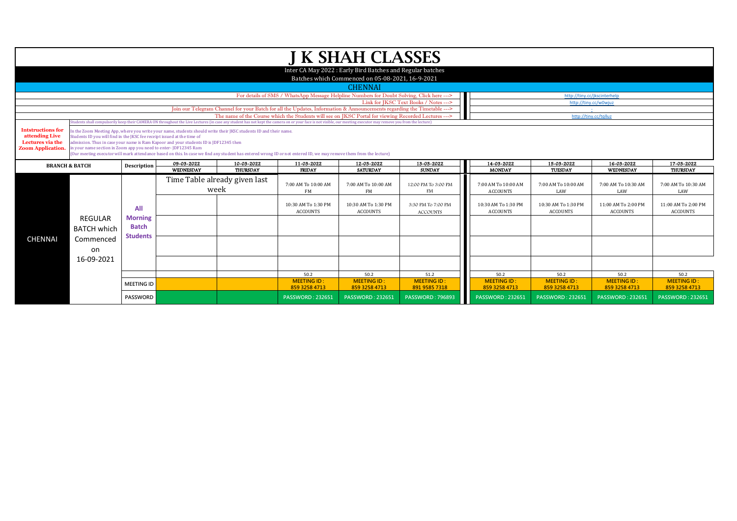# J K SHAH CLASSES

Inter CA May 2022 : Early Bird Batches and Regular batches

Batches which Commenced on 05-08-2021, 16-9-2021

## CHENNAI

| | |
|---|---|
| For details of SMS / WhatsApp Message Helpline Numbers for Doubt Solving, Click here ---> | http://tiny.cc/jkscinterhelp |
| Link for JKSC Text Books / Notes ---> | http://tiny.cc/w0wjuz |
| Join our Telegram Channel for your Batch for all the Updates, Information & Announcements regarding the Timetable ---> | - |
| The name of the Course which the Students will see on JKSC Portal for viewing Recorded Lectures ---> | http://tiny.cc/tqlluz |

Students shall compulsorily keep their CAMERA ON throughout the Live Lectures (in case any student has not kept the camera on or your face is not visible, our meeting executor may remove you from the lecture)

**Intstructions for attending Live Lectures via the Zoom Application.**

In the Zoom Meeting App, where you write your name, students should write their JKSC students ID and their name.
Students ID you will find in the JKSC fee receipt issued at the time of admission. Thus in case your name is Ram Kapoor and your students ID is JDF12345 then in your name section in Zoom app you need to enter- JDF12345 Ram
(Our meeting executor will mark attendance based on this. In case we find any student has entered wrong ID or not entered ID, we may remove them from the lecture)

| BRANCH & BATCH | | Description | 09-03-2022 WEDNESDAY | 10-03-2022 THURSDAY | 11-03-2022 FRIDAY | 12-03-2022 SATURDAY | 13-03-2022 SUNDAY | 14-03-2022 MONDAY | 15-03-2022 TUESDAY | 16-03-2022 WEDNESDAY | 17-03-2022 THURSDAY |
|---|---|---|---|---|---|---|---|---|---|---|---|
| CHENNAI | REGULAR BATCH which Commenced on 16-09-2021 | All Morning Batch Students | Time Table already given last week | | 7:00 AM To 10:00 AM FM | 7:00 AM To 10:00 AM FM | 12:00 PM To 3:00 PM FM | 7:00 AM To 10:00 AM ACCOUNTS | 7:00 AM To 10:00 AM LAW | 7:00 AM To 10:30 AM LAW | 7:00 AM To 10:30 AM LAW |
| | | | | | 10:30 AM To 1:30 PM ACCOUNTS | 10:30 AM To 1:30 PM ACCOUNTS | 3:30 PM To 7:00 PM ACCOUNTS | 10:30 AM To 1:30 PM ACCOUNTS | 10:30 AM To 1:30 PM ACCOUNTS | 11:00 AM To 2:00 PM ACCOUNTS | 11:00 AM To 2:00 PM ACCOUNTS |
| | | | | | | | | | | | |
| | | | | | | | | | | | |
| | | | | | | | | | | | |
| | | | | | 50.2 | 50.2 | 51.2 | 50.2 | 50.2 | 50.2 | 50.2 |
| | | MEETING ID | | | MEETING ID : 859 3258 4713 | MEETING ID : 859 3258 4713 | MEETING ID : 891 9585 7318 | MEETING ID : 859 3258 4713 | MEETING ID : 859 3258 4713 | MEETING ID : 859 3258 4713 | MEETING ID : 859 3258 4713 |
| | | PASSWORD | | | PASSWORD : 232651 | PASSWORD : 232651 | PASSWORD : 796893 | PASSWORD : 232651 | PASSWORD : 232651 | PASSWORD : 232651 | PASSWORD : 232651 |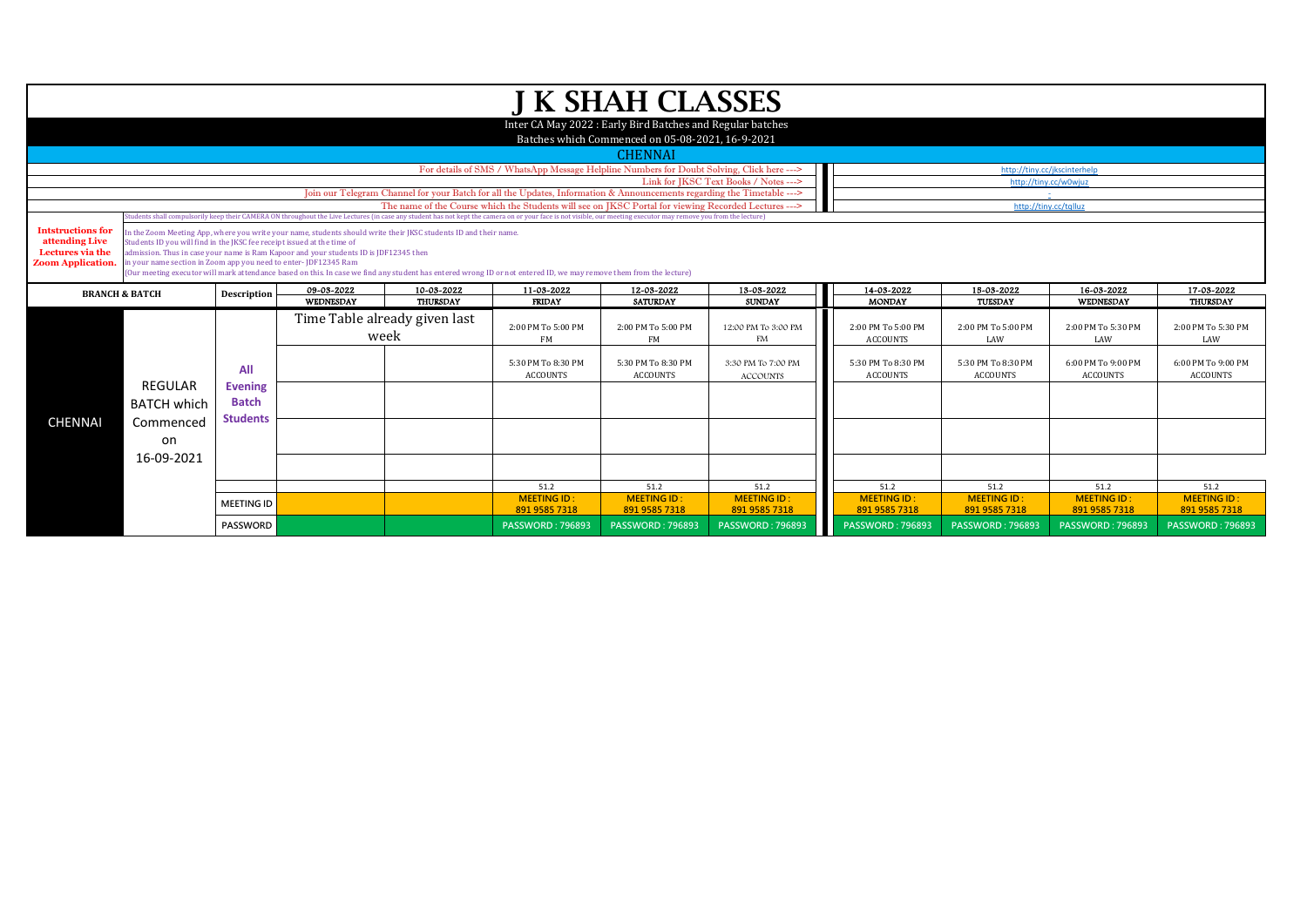# J K SHAH CLASSES

Inter CA May 2022 : Early Bird Batches and Regular batches

Batches which Commenced on 05-08-2021, 16-9-2021

## CHENNAI

For details of SMS / WhatsApp Message Helpline Numbers for Doubt Solving, Click here ---> http://tiny.cc/jkscinterhelp

Link for JKSC Text Books / Notes ---> http://tiny.cc/w0wjuz

Join our Telegram Channel for your Batch for all the Updates, Information & Announcements regarding the Timetable ---> -

The name of the Course which the Students will see on JKSC Portal for viewing Recorded Lectures ---> http://tiny.cc/tqlluz

Students shall compulsorily keep their CAMERA ON throughout the Live Lectures (in case any student has not kept the camera on or your face is not visible, our meeting executor may remove you from the lecture)

**Intstructions for attending Live Lectures via the Zoom Application.**

In the Zoom Meeting App, where you write your name, students should write their JKSC students ID and their name.
Students ID you will find in the JKSC fee receipt issued at the time of admission. Thus in case your name is Ram Kapoor and your students ID is JDF12345 then in your name section in Zoom app you need to enter- JDF12345 Ram
(Our meeting executor will mark attendance based on this. In case we find any student has entered wrong ID or not entered ID, we may remove them from the lecture)

| BRANCH & BATCH | | Description | 09-03-2022 WEDNESDAY | 10-03-2022 THURSDAY | 11-03-2022 FRIDAY | 12-03-2022 SATURDAY | 13-03-2022 SUNDAY | 14-03-2022 MONDAY | 15-03-2022 TUESDAY | 16-03-2022 WEDNESDAY | 17-03-2022 THURSDAY |
|---|---|---|---|---|---|---|---|---|---|---|---|
| CHENNAI | REGULAR BATCH which Commenced on 16-09-2021 | All Evening Batch Students | Time Table already given last week | | 2:00 PM To 5:00 PM FM | 2:00 PM To 5:00 PM FM | 12:00 PM To 3:00 PM FM | 2:00 PM To 5:00 PM ACCOUNTS | 2:00 PM To 5:00 PM LAW | 2:00 PM To 5:30 PM LAW | 2:00 PM To 5:30 PM LAW |
| | | | | | 5:30 PM To 8:30 PM ACCOUNTS | 5:30 PM To 8:30 PM ACCOUNTS | 3:30 PM To 7:00 PM ACCOUNTS | 5:30 PM To 8:30 PM ACCOUNTS | 5:30 PM To 8:30 PM ACCOUNTS | 6:00 PM To 9:00 PM ACCOUNTS | 6:00 PM To 9:00 PM ACCOUNTS |
| | | | | | | | | | | | |
| | | | | | | | | | | | |
| | | | | | | | | | | | |
| | | | | | 51.2 | 51.2 | 51.2 | 51.2 | 51.2 | 51.2 | 51.2 |
| | | MEETING ID | | | MEETING ID : 891 9585 7318 | MEETING ID : 891 9585 7318 | MEETING ID : 891 9585 7318 | MEETING ID : 891 9585 7318 | MEETING ID : 891 9585 7318 | MEETING ID : 891 9585 7318 | MEETING ID : 891 9585 7318 |
| | | PASSWORD | | | PASSWORD : 796893 | PASSWORD : 796893 | PASSWORD : 796893 | PASSWORD : 796893 | PASSWORD : 796893 | PASSWORD : 796893 | PASSWORD : 796893 |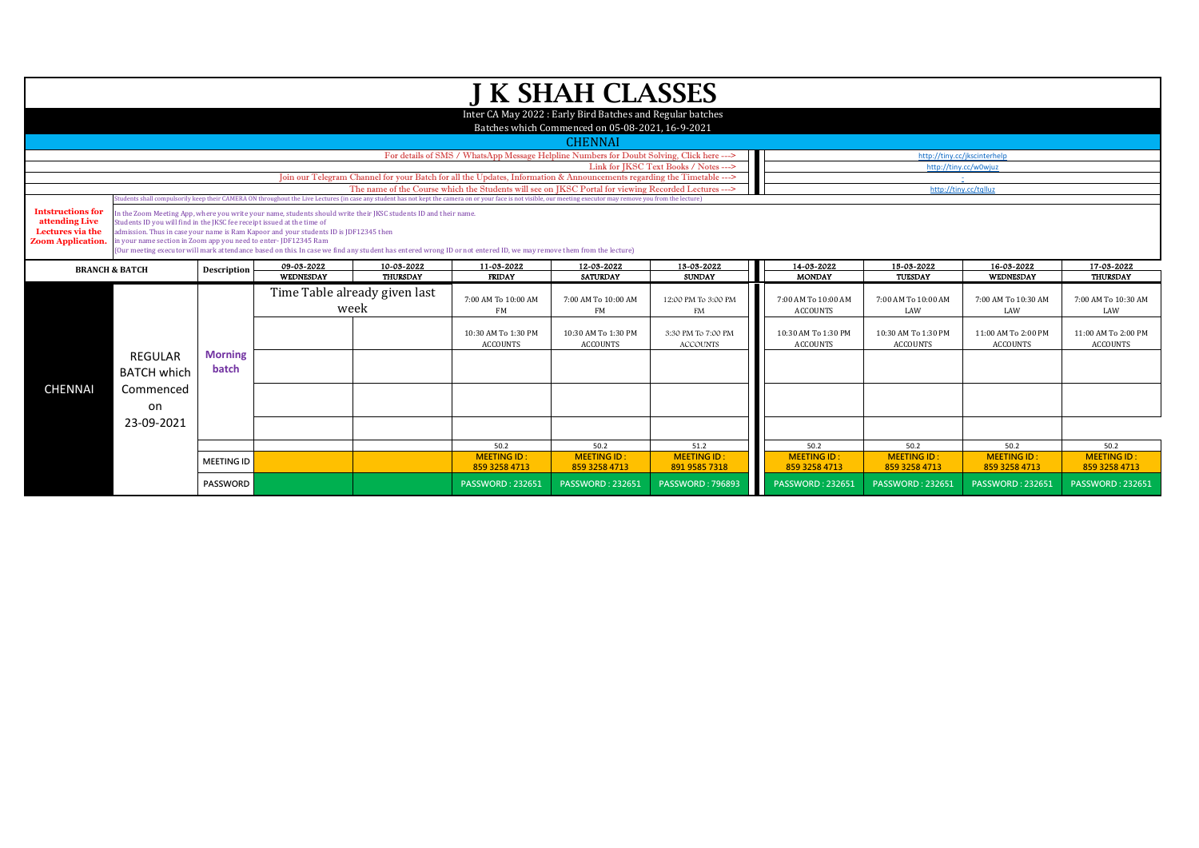# J K SHAH CLASSES

Inter CA May 2022 : Early Bird Batches and Regular batches

Batches which Commenced on 05-08-2021, 16-9-2021

## CHENNAI

| | |
|---|---|
| For details of SMS / WhatsApp Message Helpline Numbers for Doubt Solving, Click here ---> | http://tiny.cc/jkscinterhelp |
| Link for JKSC Text Books / Notes ---> | http://tiny.cc/w0wjuz |
| Join our Telegram Channel for your Batch for all the Updates, Information & Announcements regarding the Timetable ---> | - |
| The name of the Course which the Students will see on JKSC Portal for viewing Recorded Lectures ---> | http://tiny.cc/tqlluz |

Students shall compulsorily keep their CAMERA ON throughout the Live Lectures (in case any student has not kept the camera on or your face is not visible, our meeting executor may remove you from the lecture)

**Intstructions for attending Live Lectures via the Zoom Application.**

In the Zoom Meeting App, where you write your name, students should write their JKSC students ID and their name.
Students ID you will find in the JKSC fee receipt issued at the time of admission. Thus in case your name is Ram Kapoor and your students ID is JDF12345 then in your name section in Zoom app you need to enter- JDF12345 Ram
(Our meeting executor will mark attendance based on this. In case we find any student has entered wrong ID or not entered ID, we may remove them from the lecture)

| BRANCH & BATCH | | Description | 09-03-2022 WEDNESDAY | 10-03-2022 THURSDAY | 11-03-2022 FRIDAY | 12-03-2022 SATURDAY | 13-03-2022 SUNDAY | 14-03-2022 MONDAY | 15-03-2022 TUESDAY | 16-03-2022 WEDNESDAY | 17-03-2022 THURSDAY |
|---|---|---|---|---|---|---|---|---|---|---|---|
| CHENNAI | REGULAR BATCH which Commenced on 23-09-2021 | **Morning batch** | Time Table already given last week | | 7:00 AM To 10:00 AM FM | 7:00 AM To 10:00 AM FM | 12:00 PM To 3:00 PM FM | 7:00 AM To 10:00 AM ACCOUNTS | 7:00 AM To 10:00 AM LAW | 7:00 AM To 10:30 AM LAW | 7:00 AM To 10:30 AM LAW |
| | | | | | 10:30 AM To 1:30 PM ACCOUNTS | 10:30 AM To 1:30 PM ACCOUNTS | 3:30 PM To 7:00 PM ACCOUNTS | 10:30 AM To 1:30 PM ACCOUNTS | 10:30 AM To 1:30 PM ACCOUNTS | 11:00 AM To 2:00 PM ACCOUNTS | 11:00 AM To 2:00 PM ACCOUNTS |
| | | | | | | | | | | | |
| | | | | | | | | | | | |
| | | | | | | | | | | | |
| | | | | | 50.2 | 50.2 | 51.2 | 50.2 | 50.2 | 50.2 | 50.2 |
| | | MEETING ID | | | MEETING ID : 859 3258 4713 | MEETING ID : 859 3258 4713 | MEETING ID : 891 9585 7318 | MEETING ID : 859 3258 4713 | MEETING ID : 859 3258 4713 | MEETING ID : 859 3258 4713 | MEETING ID : 859 3258 4713 |
| | | PASSWORD | | | PASSWORD : 232651 | PASSWORD : 232651 | PASSWORD : 796893 | PASSWORD : 232651 | PASSWORD : 232651 | PASSWORD : 232651 | PASSWORD : 232651 |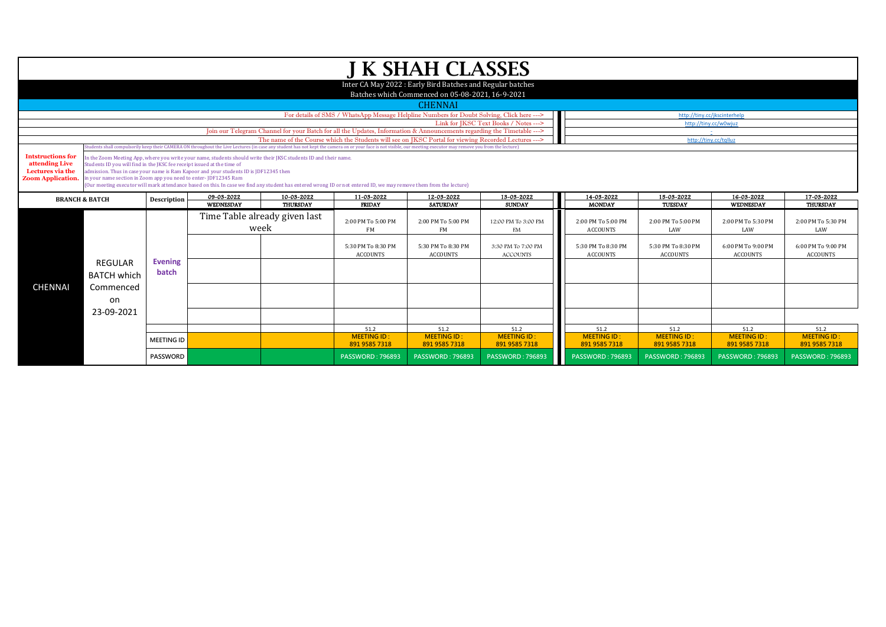# J K SHAH CLASSES

Inter CA May 2022 : Early Bird Batches and Regular batches

Batches which Commenced on 05-08-2021, 16-9-2021

## CHENNAI

| | |
|---|---|
| For details of SMS / WhatsApp Message Helpline Numbers for Doubt Solving, Click here ---> | http://tiny.cc/jkscinterhelp |
| Link for JKSC Text Books / Notes ---> | http://tiny.cc/w0wjuz |
| Join our Telegram Channel for your Batch for all the Updates, Information & Announcements regarding the Timetable ---> | - |
| The name of the Course which the Students will see on JKSC Portal for viewing Recorded Lectures ---> | http://tiny.cc/tqlluz |

Students shall compulsorily keep their CAMERA ON throughout the Live Lectures (in case any student has not kept the camera on or your face is not visible, our meeting executor may remove you from the lecture)

**Intstructions for attending Live Lectures via the Zoom Application.**

In the Zoom Meeting App, where you write your name, students should write their JKSC students ID and their name.
Students ID you will find in the JKSC fee receipt issued at the time of admission. Thus in case your name is Ram Kapoor and your students ID is JDF12345 then in your name section in Zoom app you need to enter- JDF12345 Ram
(Our meeting executor will mark attendance based on this. In case we find any student has entered wrong ID or not entered ID, we may remove them from the lecture)

| BRANCH & BATCH | | Description | 09-03-2022 WEDNESDAY | 10-03-2022 THURSDAY | 11-03-2022 FRIDAY | 12-03-2022 SATURDAY | 13-03-2022 SUNDAY | 14-03-2022 MONDAY | 15-03-2022 TUESDAY | 16-03-2022 WEDNESDAY | 17-03-2022 THURSDAY |
|---|---|---|---|---|---|---|---|---|---|---|---|
| CHENNAI | REGULAR BATCH which Commenced on 23-09-2021 | Evening batch | Time Table already given last week | | 2:00 PM To 5:00 PM FM | 2:00 PM To 5:00 PM FM | 12:00 PM To 3:00 PM FM | 2:00 PM To 5:00 PM ACCOUNTS | 2:00 PM To 5:00 PM LAW | 2:00 PM To 5:30 PM LAW | 2:00 PM To 5:30 PM LAW |
| | | | | | 5:30 PM To 8:30 PM ACCOUNTS | 5:30 PM To 8:30 PM ACCOUNTS | 3:30 PM To 7:00 PM ACCOUNTS | 5:30 PM To 8:30 PM ACCOUNTS | 5:30 PM To 8:30 PM ACCOUNTS | 6:00 PM To 9:00 PM ACCOUNTS | 6:00 PM To 9:00 PM ACCOUNTS |
| | | | | | | | | | | | |
| | | | | | | | | | | | |
| | | | | | | | | | | | |
| | | | | | 51.2 | 51.2 | 51.2 | 51.2 | 51.2 | 51.2 | 51.2 |
| | | MEETING ID | | | MEETING ID : 891 9585 7318 | MEETING ID : 891 9585 7318 | MEETING ID : 891 9585 7318 | MEETING ID : 891 9585 7318 | MEETING ID : 891 9585 7318 | MEETING ID : 891 9585 7318 | MEETING ID : 891 9585 7318 |
| | | PASSWORD | | | PASSWORD : 796893 | PASSWORD : 796893 | PASSWORD : 796893 | PASSWORD : 796893 | PASSWORD : 796893 | PASSWORD : 796893 | PASSWORD : 796893 |